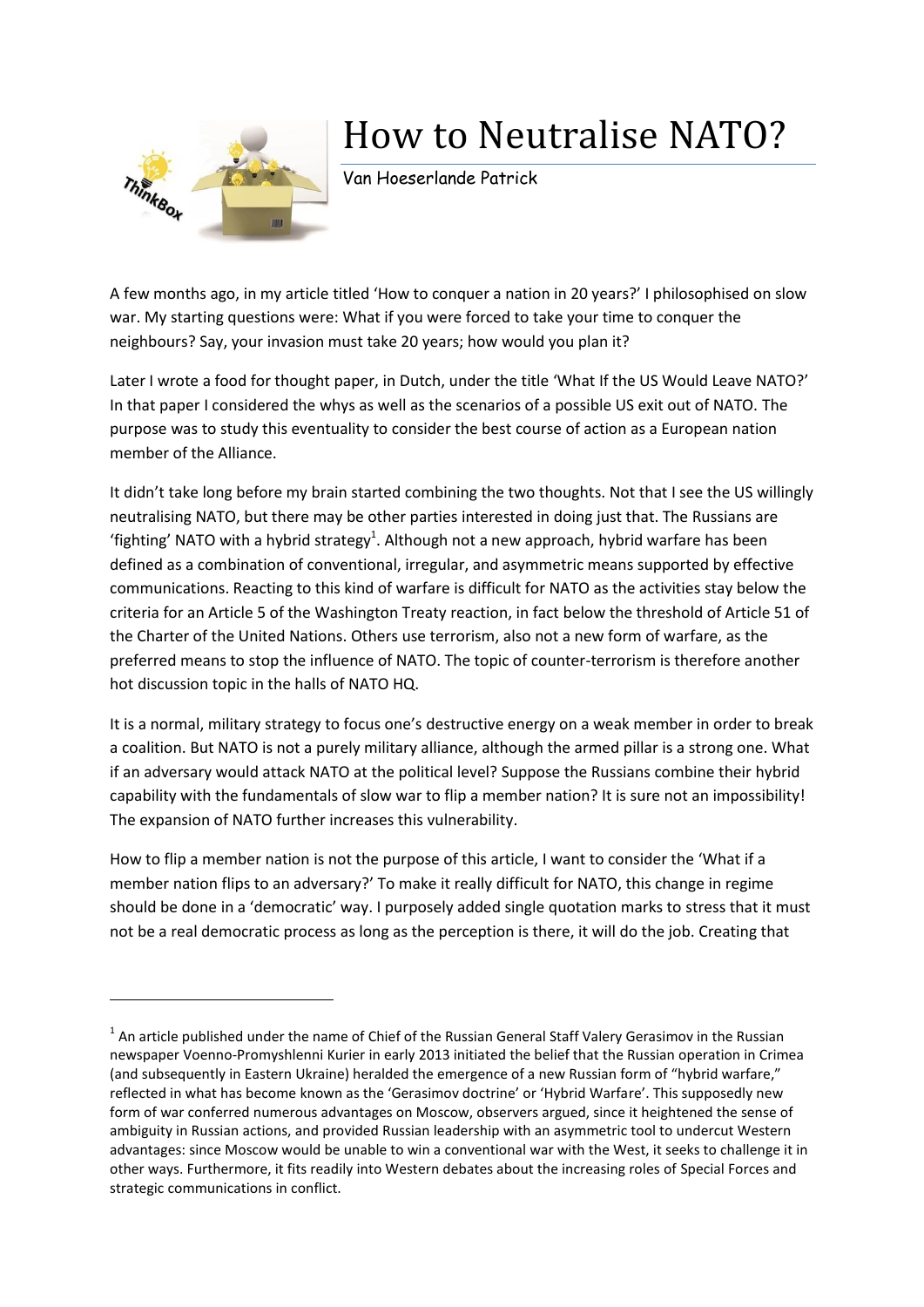# How to Neutralise NATO?

Van Hoeserlande Patrick

A few months ago, in my article titled 'How to conquer a nation in 20 years?' I philosophised on slow war. My starting questions were: What if you were forced to take your time to conquer the neighbours? Say, your invasion must take 20 years; how would you plan it?

Later I wrote a food for thought paper, in Dutch, under the title 'What If the US Would Leave NATO?' In that paper I considered the whys as well as the scenarios of a possible US exit out of NATO. The purpose was to study this eventuality to consider the best course of action as a European nation member of the Alliance.

It didn't take long before my brain started combining the two thoughts. Not that I see the US willingly neutralising NATO, but there may be other parties interested in doing just that. The Russians are 'fighting' NATO with a hybrid strategy[1]. Although not a new approach, hybrid warfare has been defined as a combination of conventional, irregular, and asymmetric means supported by effective communications. Reacting to this kind of warfare is difficult for NATO as the activities stay below the criteria for an Article 5 of the Washington Treaty reaction, in fact below the threshold of Article 51 of the Charter of the United Nations. Others use terrorism, also not a new form of warfare, as the preferred means to stop the influence of NATO. The topic of counter-terrorism is therefore another hot discussion topic in the halls of NATO HQ.

It is a normal, military strategy to focus one's destructive energy on a weak member in order to break a coalition. But NATO is not a purely military alliance, although the armed pillar is a strong one. What if an adversary would attack NATO at the political level? Suppose the Russians combine their hybrid capability with the fundamentals of slow war to flip a member nation? It is sure not an impossibility! The expansion of NATO further increases this vulnerability.

How to flip a member nation is not the purpose of this article, I want to consider the 'What if a member nation flips to an adversary?' To make it really difficult for NATO, this change in regime should be done in a 'democratic' way. I purposely added single quotation marks to stress that it must not be a real democratic process as long as the perception is there, it will do the job. Creating that

---

[1] An article published under the name of Chief of the Russian General Staff Valery Gerasimov in the Russian newspaper Voenno-Promyshlenni Kurier in early 2013 initiated the belief that the Russian operation in Crimea (and subsequently in Eastern Ukraine) heralded the emergence of a new Russian form of "hybrid warfare," reflected in what has become known as the 'Gerasimov doctrine' or 'Hybrid Warfare'. This supposedly new form of war conferred numerous advantages on Moscow, observers argued, since it heightened the sense of ambiguity in Russian actions, and provided Russian leadership with an asymmetric tool to undercut Western advantages: since Moscow would be unable to win a conventional war with the West, it seeks to challenge it in other ways. Furthermore, it fits readily into Western debates about the increasing roles of Special Forces and strategic communications in conflict.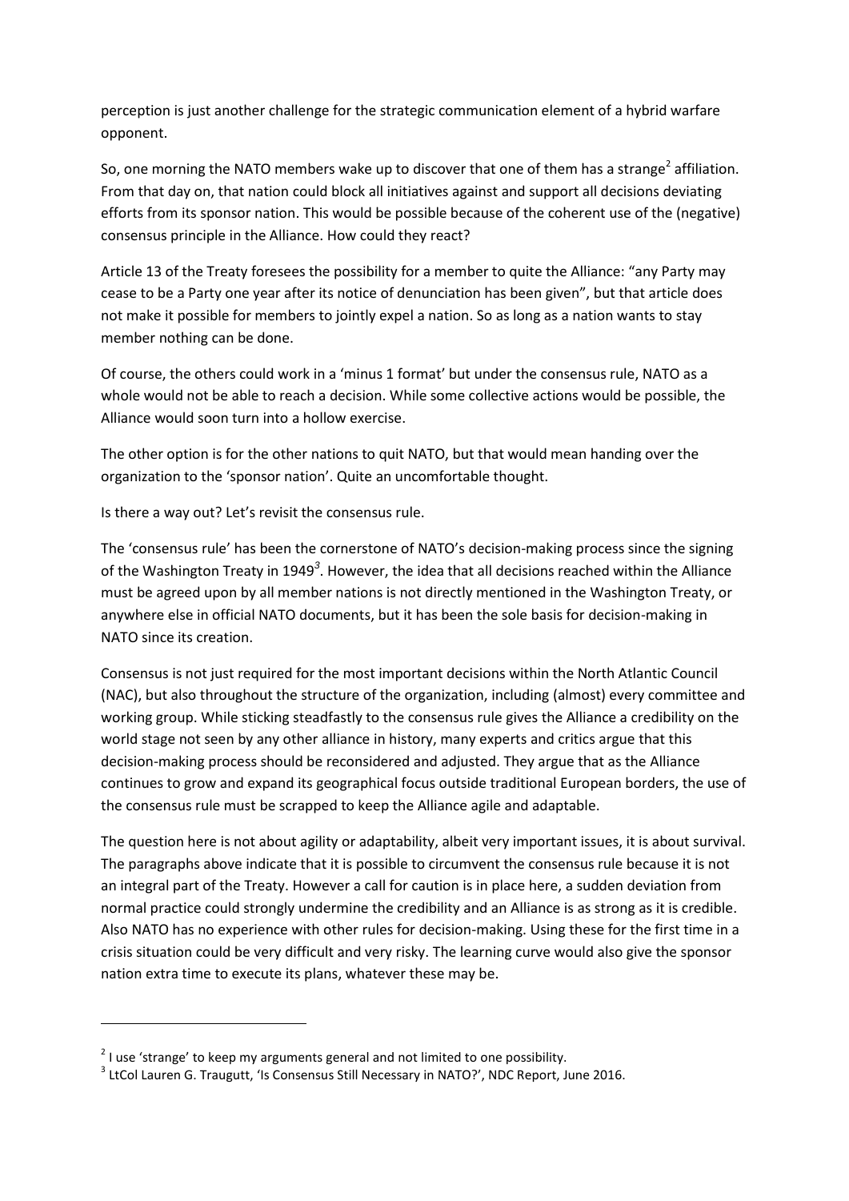perception is just another challenge for the strategic communication element of a hybrid warfare opponent.

So, one morning the NATO members wake up to discover that one of them has a strange[2] affiliation. From that day on, that nation could block all initiatives against and support all decisions deviating efforts from its sponsor nation. This would be possible because of the coherent use of the (negative) consensus principle in the Alliance. How could they react?

Article 13 of the Treaty foresees the possibility for a member to quite the Alliance: "any Party may cease to be a Party one year after its notice of denunciation has been given", but that article does not make it possible for members to jointly expel a nation. So as long as a nation wants to stay member nothing can be done.

Of course, the others could work in a 'minus 1 format' but under the consensus rule, NATO as a whole would not be able to reach a decision. While some collective actions would be possible, the Alliance would soon turn into a hollow exercise.

The other option is for the other nations to quit NATO, but that would mean handing over the organization to the 'sponsor nation'. Quite an uncomfortable thought.

Is there a way out? Let's revisit the consensus rule.

The 'consensus rule' has been the cornerstone of NATO's decision-making process since the signing of the Washington Treaty in 1949[3]. However, the idea that all decisions reached within the Alliance must be agreed upon by all member nations is not directly mentioned in the Washington Treaty, or anywhere else in official NATO documents, but it has been the sole basis for decision-making in NATO since its creation.

Consensus is not just required for the most important decisions within the North Atlantic Council (NAC), but also throughout the structure of the organization, including (almost) every committee and working group. While sticking steadfastly to the consensus rule gives the Alliance a credibility on the world stage not seen by any other alliance in history, many experts and critics argue that this decision-making process should be reconsidered and adjusted. They argue that as the Alliance continues to grow and expand its geographical focus outside traditional European borders, the use of the consensus rule must be scrapped to keep the Alliance agile and adaptable.

The question here is not about agility or adaptability, albeit very important issues, it is about survival. The paragraphs above indicate that it is possible to circumvent the consensus rule because it is not an integral part of the Treaty. However a call for caution is in place here, a sudden deviation from normal practice could strongly undermine the credibility and an Alliance is as strong as it is credible. Also NATO has no experience with other rules for decision-making. Using these for the first time in a crisis situation could be very difficult and very risky. The learning curve would also give the sponsor nation extra time to execute its plans, whatever these may be.

---

[2] I use 'strange' to keep my arguments general and not limited to one possibility.

[3] LtCol Lauren G. Traugutt, 'Is Consensus Still Necessary in NATO?', NDC Report, June 2016.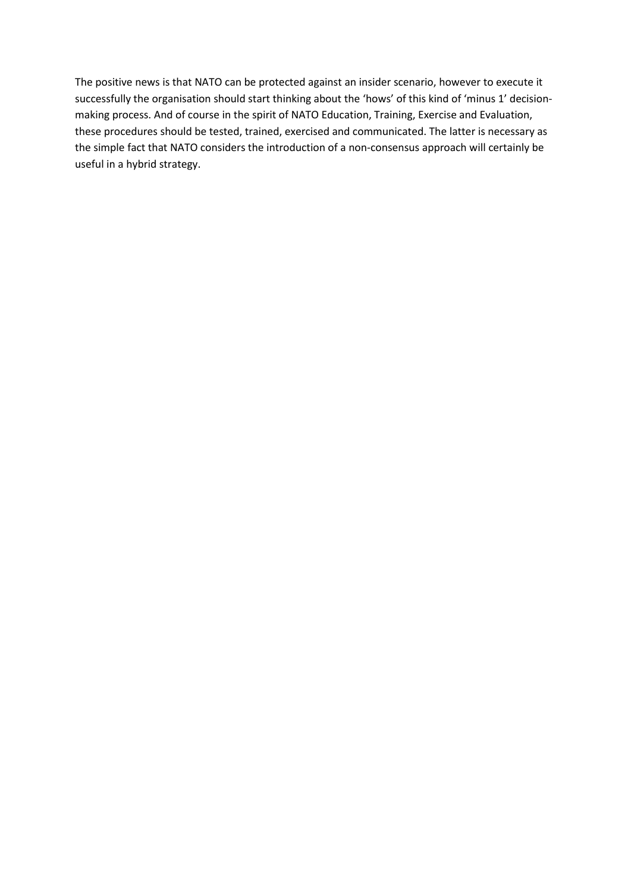The positive news is that NATO can be protected against an insider scenario, however to execute it successfully the organisation should start thinking about the 'hows' of this kind of 'minus 1' decision-making process. And of course in the spirit of NATO Education, Training, Exercise and Evaluation, these procedures should be tested, trained, exercised and communicated. The latter is necessary as the simple fact that NATO considers the introduction of a non-consensus approach will certainly be useful in a hybrid strategy.